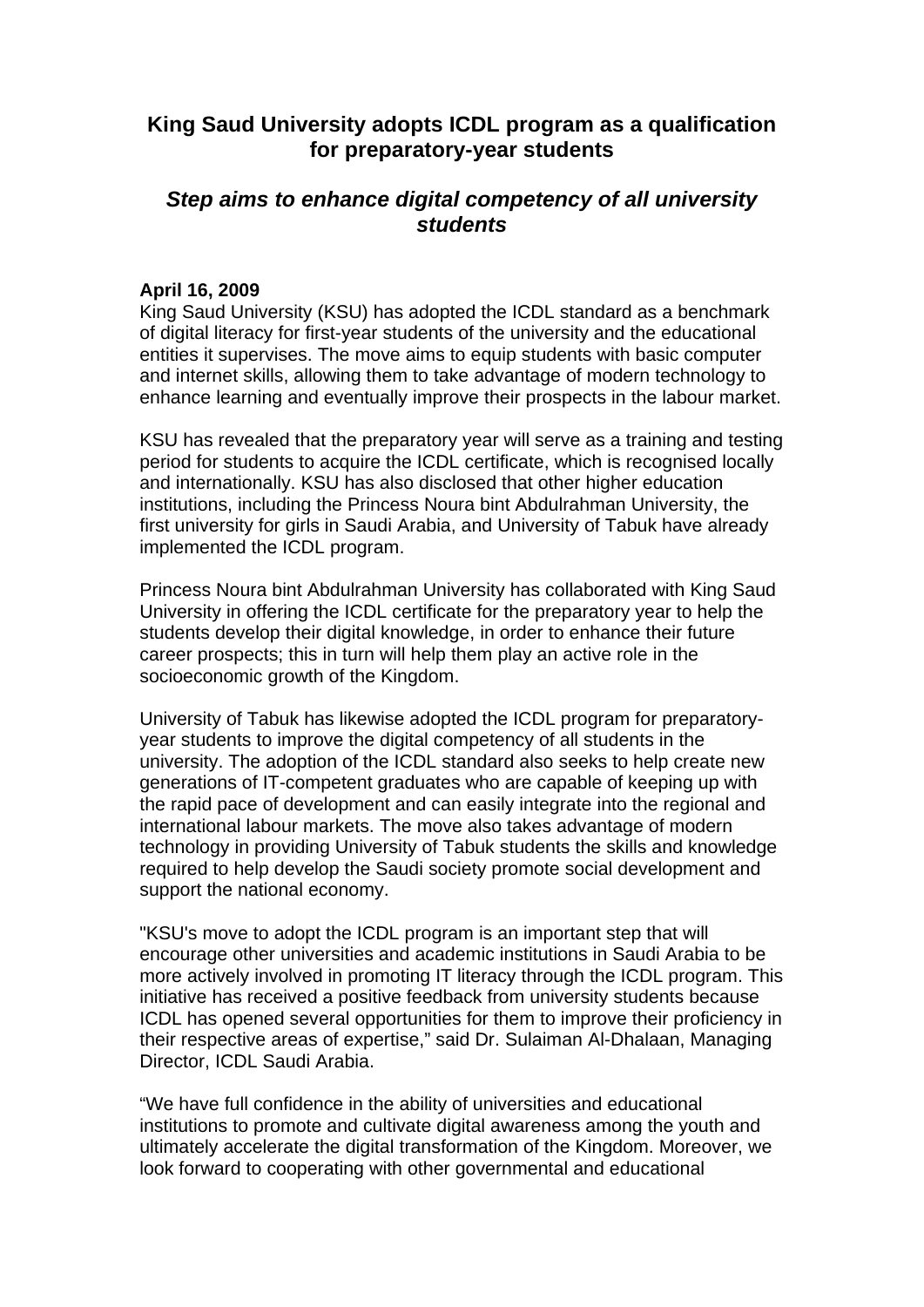# King Saud University adopts ICDL program as a qualification for preparatory-year students

## *Step aims to enhance digital competency of all university students*

**April 16, 2009**
King Saud University (KSU) has adopted the ICDL standard as a benchmark of digital literacy for first-year students of the university and the educational entities it supervises. The move aims to equip students with basic computer and internet skills, allowing them to take advantage of modern technology to enhance learning and eventually improve their prospects in the labour market.

KSU has revealed that the preparatory year will serve as a training and testing period for students to acquire the ICDL certificate, which is recognised locally and internationally. KSU has also disclosed that other higher education institutions, including the Princess Noura bint Abdulrahman University, the first university for girls in Saudi Arabia, and University of Tabuk have already implemented the ICDL program.

Princess Noura bint Abdulrahman University has collaborated with King Saud University in offering the ICDL certificate for the preparatory year to help the students develop their digital knowledge, in order to enhance their future career prospects; this in turn will help them play an active role in the socioeconomic growth of the Kingdom.

University of Tabuk has likewise adopted the ICDL program for preparatory-year students to improve the digital competency of all students in the university. The adoption of the ICDL standard also seeks to help create new generations of IT-competent graduates who are capable of keeping up with the rapid pace of development and can easily integrate into the regional and international labour markets. The move also takes advantage of modern technology in providing University of Tabuk students the skills and knowledge required to help develop the Saudi society promote social development and support the national economy.

"KSU's move to adopt the ICDL program is an important step that will encourage other universities and academic institutions in Saudi Arabia to be more actively involved in promoting IT literacy through the ICDL program. This initiative has received a positive feedback from university students because ICDL has opened several opportunities for them to improve their proficiency in their respective areas of expertise," said Dr. Sulaiman Al-Dhalaan, Managing Director, ICDL Saudi Arabia.

"We have full confidence in the ability of universities and educational institutions to promote and cultivate digital awareness among the youth and ultimately accelerate the digital transformation of the Kingdom. Moreover, we look forward to cooperating with other governmental and educational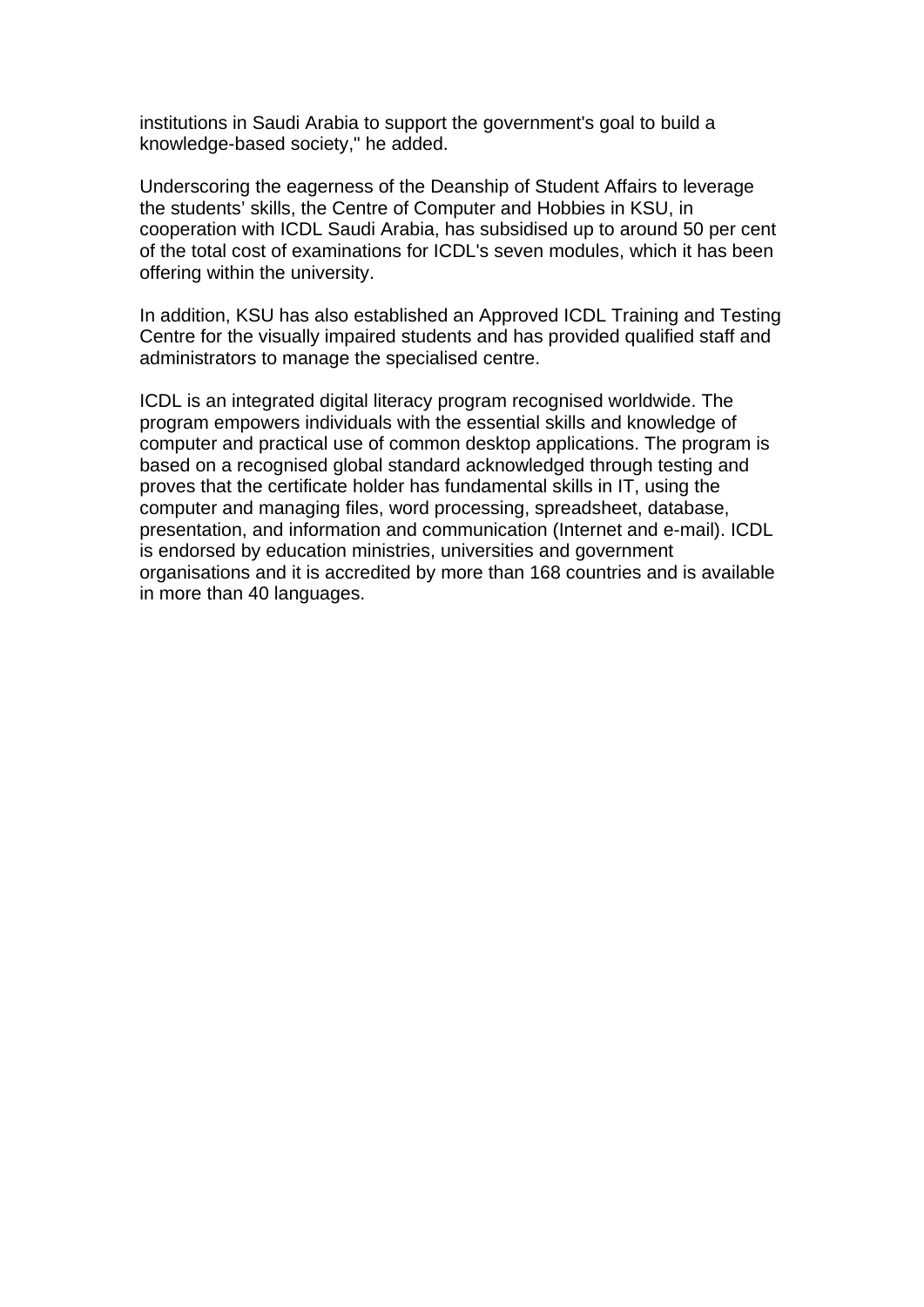institutions in Saudi Arabia to support the government's goal to build a knowledge-based society," he added.

Underscoring the eagerness of the Deanship of Student Affairs to leverage the students' skills, the Centre of Computer and Hobbies in KSU, in cooperation with ICDL Saudi Arabia, has subsidised up to around 50 per cent of the total cost of examinations for ICDL's seven modules, which it has been offering within the university.

In addition, KSU has also established an Approved ICDL Training and Testing Centre for the visually impaired students and has provided qualified staff and administrators to manage the specialised centre.

ICDL is an integrated digital literacy program recognised worldwide. The program empowers individuals with the essential skills and knowledge of computer and practical use of common desktop applications. The program is based on a recognised global standard acknowledged through testing and proves that the certificate holder has fundamental skills in IT, using the computer and managing files, word processing, spreadsheet, database, presentation, and information and communication (Internet and e-mail). ICDL is endorsed by education ministries, universities and government organisations and it is accredited by more than 168 countries and is available in more than 40 languages.